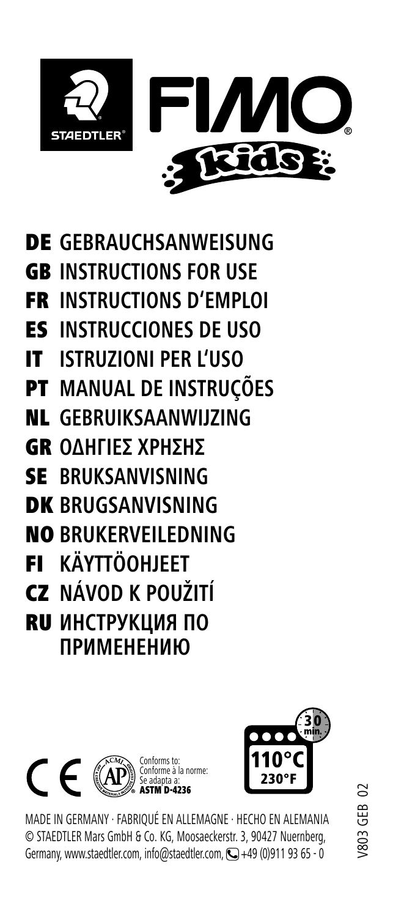STAEDTLER®

FIMO® kids

**DE** GEBRAUCHSANWEISUNG
**GB** INSTRUCTIONS FOR USE
**FR** INSTRUCTIONS D'EMPLOI
**ES** INSTRUCCIONES DE USO
**IT** ISTRUZIONI PER L'USO
**PT** MANUAL DE INSTRUÇÕES
**NL** GEBRUIKSAANWIJZING
**GR** ΟΔΗΓΙΕΣ ΧΡΗΣΗΣ
**SE** BRUKSANVISNING
**DK** BRUGSANVISNING
**NO** BRUKERVEILEDNING
**FI** KÄYTTÖOHJEET
**CZ** NÁVOD K POUŽITÍ
**RU** ИНСТРУКЦИЯ ПО ПРИМЕНЕНИЮ

CE

Conforms to:
Conforme à la norme:
Se adapta a:
**ASTM D-4236**

30 min.
110°C
230°F

MADE IN GERMANY · FABRIQUÉ EN ALLEMAGNE · HECHO EN ALEMANIA
© STAEDTLER Mars GmbH & Co. KG, Moosaeckerstr. 3, 90427 Nuernberg, Germany, www.staedtler.com, info@staedtler.com, +49 (0)911 93 65 - 0

V803 GEB 02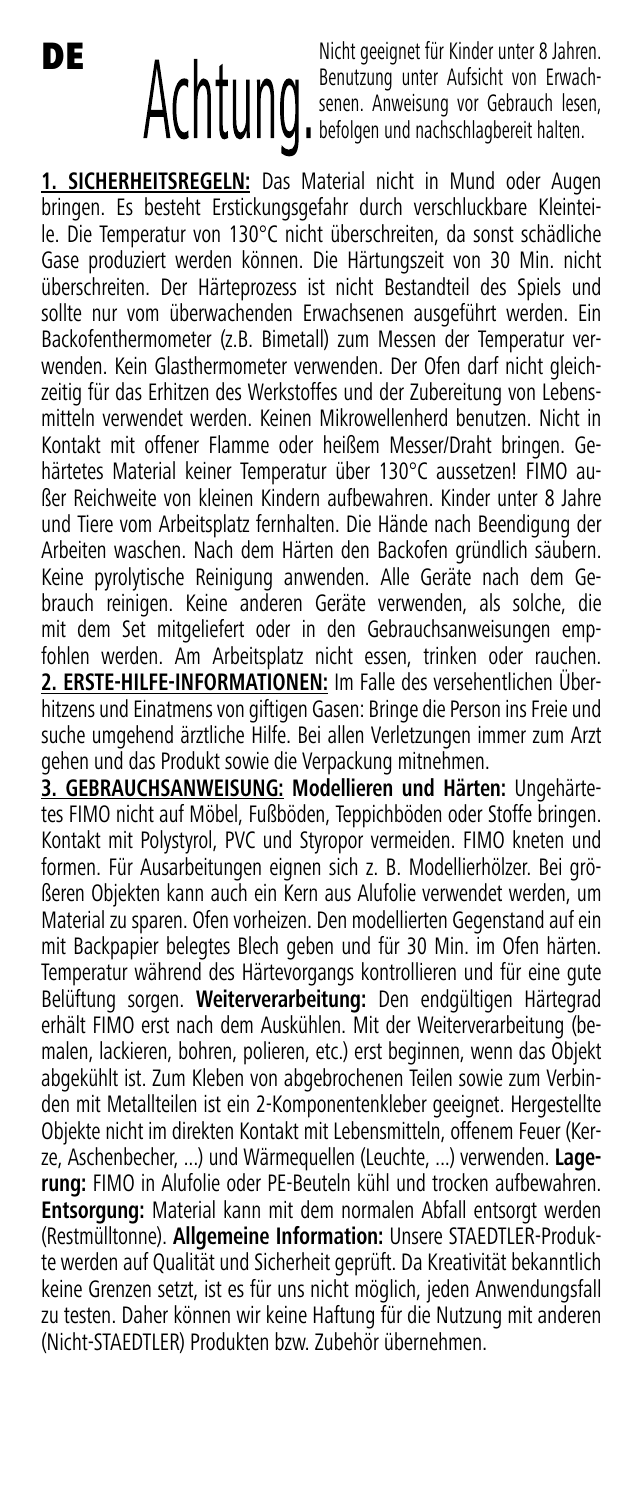**DE**

# Achtung

Nicht geeignet für Kinder unter 8 Jahren. Benutzung unter Aufsicht von Erwachsenen. Anweisung vor Gebrauch lesen, befolgen und nachschlagbereit halten.

**1. SICHERHEITSREGELN:** Das Material nicht in Mund oder Augen bringen. Es besteht Erstickungsgefahr durch verschluckbare Kleinteile. Die Temperatur von 130°C nicht überschreiten, da sonst schädliche Gase produziert werden können. Die Härtungszeit von 30 Min. nicht überschreiten. Der Härteprozess ist nicht Bestandteil des Spiels und sollte nur vom überwachenden Erwachsenen ausgeführt werden. Ein Backofenthermometer (z.B. Bimetall) zum Messen der Temperatur verwenden. Kein Glasthermometer verwenden. Der Ofen darf nicht gleichzeitig für das Erhitzen des Werkstoffes und der Zubereitung von Lebensmitteln verwendet werden. Keinen Mikrowellenherd benutzen. Nicht in Kontakt mit offener Flamme oder heißem Messer/Draht bringen. Gehärtetes Material keiner Temperatur über 130°C aussetzen! FIMO außer Reichweite von kleinen Kindern aufbewahren. Kinder unter 8 Jahre und Tiere vom Arbeitsplatz fernhalten. Die Hände nach Beendigung der Arbeiten waschen. Nach dem Härten den Backofen gründlich säubern. Keine pyrolytische Reinigung anwenden. Alle Geräte nach dem Gebrauch reinigen. Keine anderen Geräte verwenden, als solche, die mit dem Set mitgeliefert oder in den Gebrauchsanweisungen empfohlen werden. Am Arbeitsplatz nicht essen, trinken oder rauchen.

**2. ERSTE-HILFE-INFORMATIONEN:** Im Falle des versehentlichen Überhitzens und Einatmens von giftigen Gasen: Bringe die Person ins Freie und suche umgehend ärztliche Hilfe. Bei allen Verletzungen immer zum Arzt gehen und das Produkt sowie die Verpackung mitnehmen.

**3. GEBRAUCHSANWEISUNG: Modellieren und Härten:** Ungehärtetes FIMO nicht auf Möbel, Fußböden, Teppichböden oder Stoffe bringen. Kontakt mit Polystyrol, PVC und Styropor vermeiden. FIMO kneten und formen. Für Ausarbeitungen eignen sich z. B. Modellierhölzer. Bei größeren Objekten kann auch ein Kern aus Alufolie verwendet werden, um Material zu sparen. Ofen vorheizen. Den modellierten Gegenstand auf ein mit Backpapier belegtes Blech geben und für 30 Min. im Ofen härten. Temperatur während des Härtevorgangs kontrollieren und für eine gute Belüftung sorgen. **Weiterverarbeitung:** Den endgültigen Härtegrad erhält FIMO erst nach dem Auskühlen. Mit der Weiterverarbeitung (bemalen, lackieren, bohren, polieren, etc.) erst beginnen, wenn das Objekt abgekühlt ist. Zum Kleben von abgebrochenen Teilen sowie zum Verbinden mit Metallteilen ist ein 2-Komponentenkleber geeignet. Hergestellte Objekte nicht im direkten Kontakt mit Lebensmitteln, offenem Feuer (Kerze, Aschenbecher, ...) und Wärmequellen (Leuchte, ...) verwenden. **Lagerung:** FIMO in Alufolie oder PE-Beuteln kühl und trocken aufbewahren. **Entsorgung:** Material kann mit dem normalen Abfall entsorgt werden (Restmülltonne). **Allgemeine Information:** Unsere STAEDTLER-Produkte werden auf Qualität und Sicherheit geprüft. Da Kreativität bekanntlich keine Grenzen setzt, ist es für uns nicht möglich, jeden Anwendungsfall zu testen. Daher können wir keine Haftung für die Nutzung mit anderen (Nicht-STAEDTLER) Produkten bzw. Zubehör übernehmen.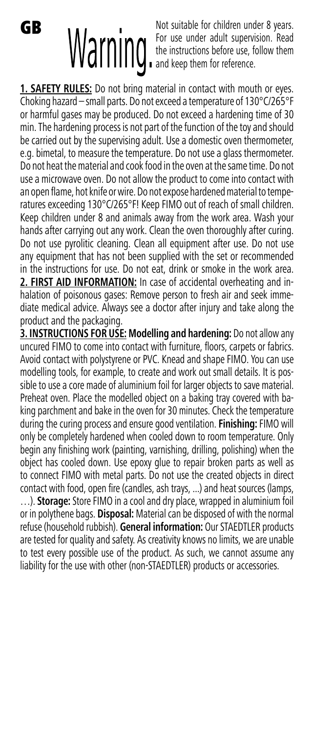**GB** **Warning.** Not suitable for children under 8 years. For use under adult supervision. Read the instructions before use, follow them and keep them for reference.

**1. SAFETY RULES:** Do not bring material in contact with mouth or eyes. Choking hazard – small parts. Do not exceed a temperature of 130°C/265°F or harmful gases may be produced. Do not exceed a hardening time of 30 min. The hardening process is not part of the function of the toy and should be carried out by the supervising adult. Use a domestic oven thermometer, e.g. bimetal, to measure the temperature. Do not use a glass thermometer. Do not heat the material and cook food in the oven at the same time. Do not use a microwave oven. Do not allow the product to come into contact with an open flame, hot knife or wire. Do not expose hardened material to temperatures exceeding 130°C/265°F! Keep FIMO out of reach of small children. Keep children under 8 and animals away from the work area. Wash your hands after carrying out any work. Clean the oven thoroughly after curing. Do not use pyrolitic cleaning. Clean all equipment after use. Do not use any equipment that has not been supplied with the set or recommended in the instructions for use. Do not eat, drink or smoke in the work area. **2. FIRST AID INFORMATION:** In case of accidental overheating and inhalation of poisonous gases: Remove person to fresh air and seek immediate medical advice. Always see a doctor after injury and take along the product and the packaging.

**3. INSTRUCTIONS FOR USE: Modelling and hardening:** Do not allow any uncured FIMO to come into contact with furniture, floors, carpets or fabrics. Avoid contact with polystyrene or PVC. Knead and shape FIMO. You can use modelling tools, for example, to create and work out small details. It is possible to use a core made of aluminium foil for larger objects to save material. Preheat oven. Place the modelled object on a baking tray covered with baking parchment and bake in the oven for 30 minutes. Check the temperature during the curing process and ensure good ventilation. **Finishing:** FIMO will only be completely hardened when cooled down to room temperature. Only begin any finishing work (painting, varnishing, drilling, polishing) when the object has cooled down. Use epoxy glue to repair broken parts as well as to connect FIMO with metal parts. Do not use the created objects in direct contact with food, open fire (candles, ash trays, ...) and heat sources (lamps, …). **Storage:** Store FIMO in a cool and dry place, wrapped in aluminium foil or in polythene bags. **Disposal:** Material can be disposed of with the normal refuse (household rubbish). **General information:** Our STAEDTLER products are tested for quality and safety. As creativity knows no limits, we are unable to test every possible use of the product. As such, we cannot assume any liability for the use with other (non-STAEDTLER) products or accessories.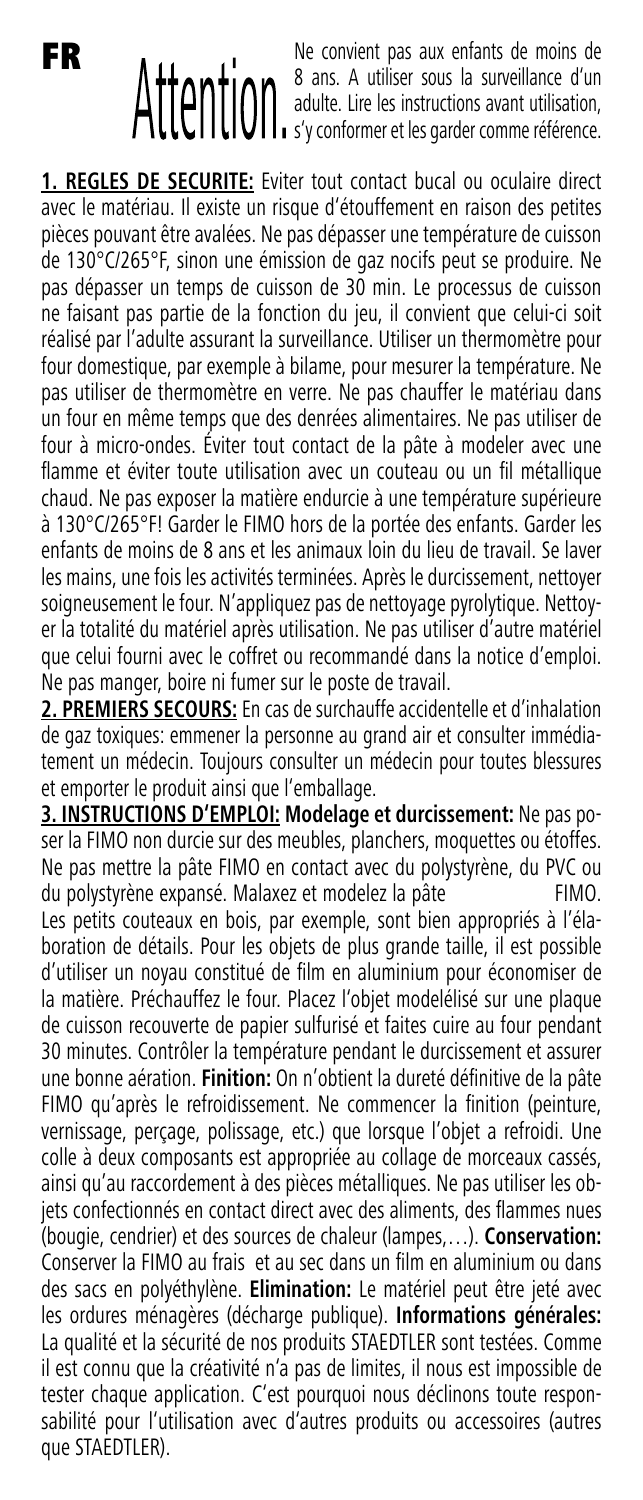**FR**

# Attention.

Ne convient pas aux enfants de moins de 8 ans. A utiliser sous la surveillance d'un adulte. Lire les instructions avant utilisation, s'y conformer et les garder comme référence.

**1. REGLES DE SECURITE:** Eviter tout contact bucal ou oculaire direct avec le matériau. Il existe un risque d'étouffement en raison des petites pièces pouvant être avalées. Ne pas dépasser une température de cuisson de 130°C/265°F, sinon une émission de gaz nocifs peut se produire. Ne pas dépasser un temps de cuisson de 30 min. Le processus de cuisson ne faisant pas partie de la fonction du jeu, il convient que celui-ci soit réalisé par l'adulte assurant la surveillance. Utiliser un thermomètre pour four domestique, par exemple à bilame, pour mesurer la température. Ne pas utiliser de thermomètre en verre. Ne pas chauffer le matériau dans un four en même temps que des denrées alimentaires. Ne pas utiliser de four à micro-ondes. Éviter tout contact de la pâte à modeler avec une flamme et éviter toute utilisation avec un couteau ou un fil métallique chaud. Ne pas exposer la matière endurcie à une température supérieure à 130°C/265°F! Garder le FIMO hors de la portée des enfants. Garder les enfants de moins de 8 ans et les animaux loin du lieu de travail. Se laver les mains, une fois les activités terminées. Après le durcissement, nettoyer soigneusement le four. N'appliquez pas de nettoyage pyrolytique. Nettoyer la totalité du matériel après utilisation. Ne pas utiliser d'autre matériel que celui fourni avec le coffret ou recommandé dans la notice d'emploi. Ne pas manger, boire ni fumer sur le poste de travail.

**2. PREMIERS SECOURS:** En cas de surchauffe accidentelle et d'inhalation de gaz toxiques: emmener la personne au grand air et consulter immédiatement un médecin. Toujours consulter un médecin pour toutes blessures et emporter le produit ainsi que l'emballage.

**3. INSTRUCTIONS D'EMPLOI: Modelage et durcissement:** Ne pas poser la FIMO non durcie sur des meubles, planchers, moquettes ou étoffes. Ne pas mettre la pâte FIMO en contact avec du polystyrène, du PVC ou du polystyrène expansé. Malaxez et modelez la pâte FIMO. Les petits couteaux en bois, par exemple, sont bien appropriés à l'élaboration de détails. Pour les objets de plus grande taille, il est possible d'utiliser un noyau constitué de film en aluminium pour économiser de la matière. Préchauffez le four. Placez l'objet modelélisé sur une plaque de cuisson recouverte de papier sulfurisé et faites cuire au four pendant 30 minutes. Contrôler la température pendant le durcissement et assurer une bonne aération. **Finition:** On n'obtient la dureté définitive de la pâte FIMO qu'après le refroidissement. Ne commencer la finition (peinture, vernissage, perçage, polissage, etc.) que lorsque l'objet a refroidi. Une colle à deux composants est appropriée au collage de morceaux cassés, ainsi qu'au raccordement à des pièces métalliques. Ne pas utiliser les objets confectionnés en contact direct avec des aliments, des flammes nues (bougie, cendrier) et des sources de chaleur (lampes,…). **Conservation:** Conserver la FIMO au frais et au sec dans un film en aluminium ou dans des sacs en polyéthylène. **Elimination:** Le matériel peut être jeté avec les ordures ménagères (décharge publique). **Informations générales:** La qualité et la sécurité de nos produits STAEDTLER sont testées. Comme il est connu que la créativité n'a pas de limites, il nous est impossible de tester chaque application. C'est pourquoi nous déclinons toute responsabilité pour l'utilisation avec d'autres produits ou accessoires (autres que STAEDTLER).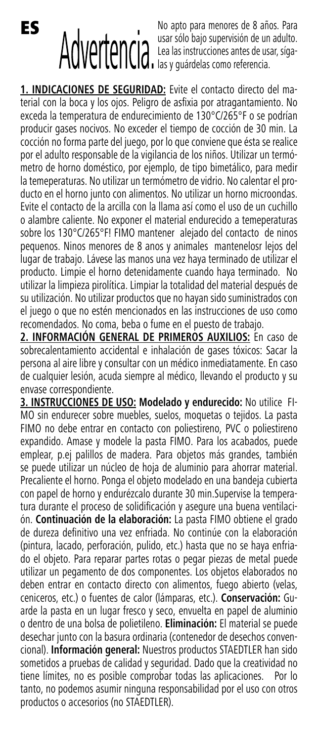**ES**

# Advertencia.

No apto para menores de 8 años. Para usar sólo bajo supervisión de un adulto. Lea las instrucciones antes de usar, sígalas y guárdelas como referencia.

**1. INDICACIONES DE SEGURIDAD:** Evite el contacto directo del material con la boca y los ojos. Peligro de asfixia por atragantamiento. No exceda la temperatura de endurecimiento de 130°C/265°F o se podrían producir gases nocivos. No exceder el tiempo de cocción de 30 min. La cocción no forma parte del juego, por lo que conviene que ésta se realice por el adulto responsable de la vigilancia de los niños. Utilizar un termómetro de horno doméstico, por ejemplo, de tipo bimetálico, para medir la temeperaturas. No utilizar un termómetro de vidrio. No calentar el producto en el horno junto con alimentos. No utilizar un horno microondas. Evite el contacto de la arcilla con la llama así como el uso de un cuchillo o alambre caliente. No exponer el material endurecido a temeperaturas sobre los 130°C/265°F! FIMO mantener alejado del contacto de ninos pequenos. Ninos menores de 8 anos y animales mantenelosr lejos del lugar de trabajo. Lávese las manos una vez haya terminado de utilizar el producto. Limpie el horno detenidamente cuando haya terminado. No utilizar la limpieza pirolítica. Limpiar la totalidad del material después de su utilización. No utilizar productos que no hayan sido suministrados con el juego o que no estén mencionados en las instrucciones de uso como recomendados. No coma, beba o fume en el puesto de trabajo.

**2. INFORMACIÓN GENERAL DE PRIMEROS AUXILIOS:** En caso de sobrecalentamiento accidental e inhalación de gases tóxicos: Sacar la persona al aire libre y consultar con un médico inmediatamente. En caso de cualquier lesión, acuda siempre al médico, llevando el producto y su envase correspondiente.

**3. INSTRUCCIONES DE USO: Modelado y endurecido:** No utilice FIMO sin endurecer sobre muebles, suelos, moquetas o tejidos. La pasta FIMO no debe entrar en contacto con poliestireno, PVC o poliestireno expandido. Amase y modele la pasta FIMO. Para los acabados, puede emplear, p.ej palillos de madera. Para objetos más grandes, también se puede utilizar un núcleo de hoja de aluminio para ahorrar material. Precaliente el horno. Ponga el objeto modelado en una bandeja cubierta con papel de horno y endurézcalo durante 30 min.Supervise la temperatura durante el proceso de solidificación y asegure una buena ventilación. **Continuación de la elaboración:** La pasta FIMO obtiene el grado de dureza definitivo una vez enfriada. No continúe con la elaboración (pintura, lacado, perforación, pulido, etc.) hasta que no se haya enfriado el objeto. Para reparar partes rotas o pegar piezas de metal puede utilizar un pegamento de dos componentes. Los objetos elaborados no deben entrar en contacto directo con alimentos, fuego abierto (velas, ceniceros, etc.) o fuentes de calor (lámparas, etc.). **Conservación:** Guarde la pasta en un lugar fresco y seco, envuelta en papel de aluminio o dentro de una bolsa de polietileno. **Eliminación:** El material se puede desechar junto con la basura ordinaria (contenedor de desechos convencional). **Información general:** Nuestros productos STAEDTLER han sido sometidos a pruebas de calidad y seguridad. Dado que la creatividad no tiene límites, no es posible comprobar todas las aplicaciones. Por lo tanto, no podemos asumir ninguna responsabilidad por el uso con otros productos o accesorios (no STAEDTLER).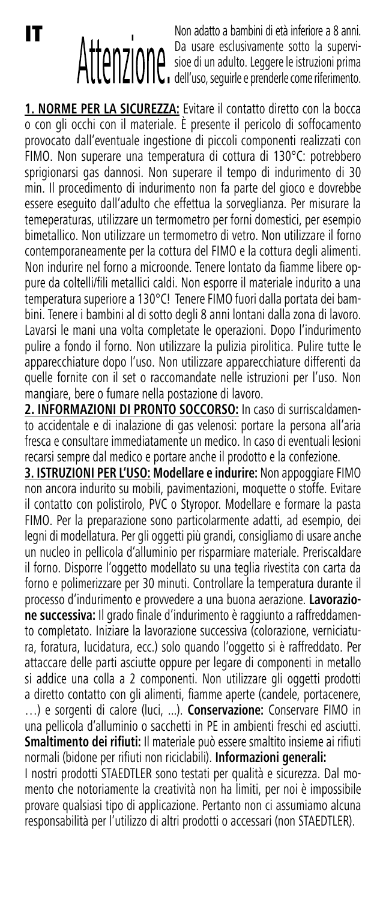**IT**

# Attenzione

Non adatto a bambini di età inferiore a 8 anni. Da usare esclusivamente sotto la supervisoe di un adulto. Leggere le istruzioni prima dell'uso, seguirle e prenderle come riferimento.

**1. NORME PER LA SICUREZZA:** Evitare il contatto diretto con la bocca o con gli occhi con il materiale. È presente il pericolo di soffocamento provocato dall'eventuale ingestione di piccoli componenti realizzati con FIMO. Non superare una temperatura di cottura di 130°C: potrebbero sprigionarsi gas dannosi. Non superare il tempo di indurimento di 30 min. Il procedimento di indurimento non fa parte del gioco e dovrebbe essere eseguito dall'adulto che effettua la sorveglianza. Per misurare la temeperaturas, utilizzare un termometro per forni domestici, per esempio bimetallico. Non utilizzare un termometro di vetro. Non utilizzare il forno contemporaneamente per la cottura del FIMO e la cottura degli alimenti. Non indurire nel forno a microonde. Tenere lontato da fiamme libere oppure da coltelli/fili metallici caldi. Non esporre il materiale indurito a una temperatura superiore a 130°C! Tenere FIMO fuori dalla portata dei bambini. Tenere i bambini al di sotto degli 8 anni lontani dalla zona di lavoro. Lavarsi le mani una volta completate le operazioni. Dopo l'indurimento pulire a fondo il forno. Non utilizzare la pulizia pirolitica. Pulire tutte le apparecchiature dopo l'uso. Non utilizzare apparecchiature differenti da quelle fornite con il set o raccomandate nelle istruzioni per l'uso. Non mangiare, bere o fumare nella postazione di lavoro.

**2. INFORMAZIONI DI PRONTO SOCCORSO:** In caso di surriscaldamento accidentale e di inalazione de gas velenosi: portare la persona all'aria fresca e consultare immediatamente un medico. In caso di eventuali lesioni recarsi sempre dal medico e portare anche il prodotto e la confezione.

**3. ISTRUZIONI PER L'USO: Modellare e indurire:** Non appoggiare FIMO non ancora indurito su mobili, pavimentazioni, moquette o stoffe. Evitare il contatto con polistirolo, PVC o Styropor. Modellare e formare la pasta FIMO. Per la preparazione sono particolarmente adatti, ad esempio, dei legni di modellatura. Per gli oggetti più grandi, consigliamo di usare anche un nucleo in pellicola d'alluminio per risparmiare materiale. Preriscaldare il forno. Disporre l'oggetto modellato su una teglia rivestita con carta da forno e polimerizzare per 30 minuti. Controllare la temperatura durante il processo d'indurimento e provvedere a una buona aerazione. **Lavorazione successiva:** Il grado finale d'indurimento è raggiunto a raffreddamento completato. Iniziare la lavorazione successiva (colorazione, verniciatura, foratura, lucidatura, ecc.) solo quando l'oggetto si è raffreddato. Per attaccare delle parti asciutte oppure per legare di componenti in metallo si addice una colla a 2 componenti. Non utilizzare gli oggetti prodotti a diretto contatto con gli alimenti, fiamme aperte (candele, portacenere, …) e sorgenti di calore (luci, ...). **Conservazione:** Conservare FIMO in una pellicola d'alluminio o sacchetti in PE in ambienti freschi ed asciutti. **Smaltimento dei rifiuti:** Il materiale può essere smaltito insieme ai rifiuti normali (bidone per rifiuti non riciclabili). **Informazioni generali:**

I nostri prodotti STAEDTLER sono testati per qualità e sicurezza. Dal momento che notoriamente la creatività non ha limiti, per noi è impossibile provare qualsiasi tipo di applicazione. Pertanto non ci assumiamo alcuna responsabilità per l'utilizzo di altri prodotti o accessari (non STAEDTLER).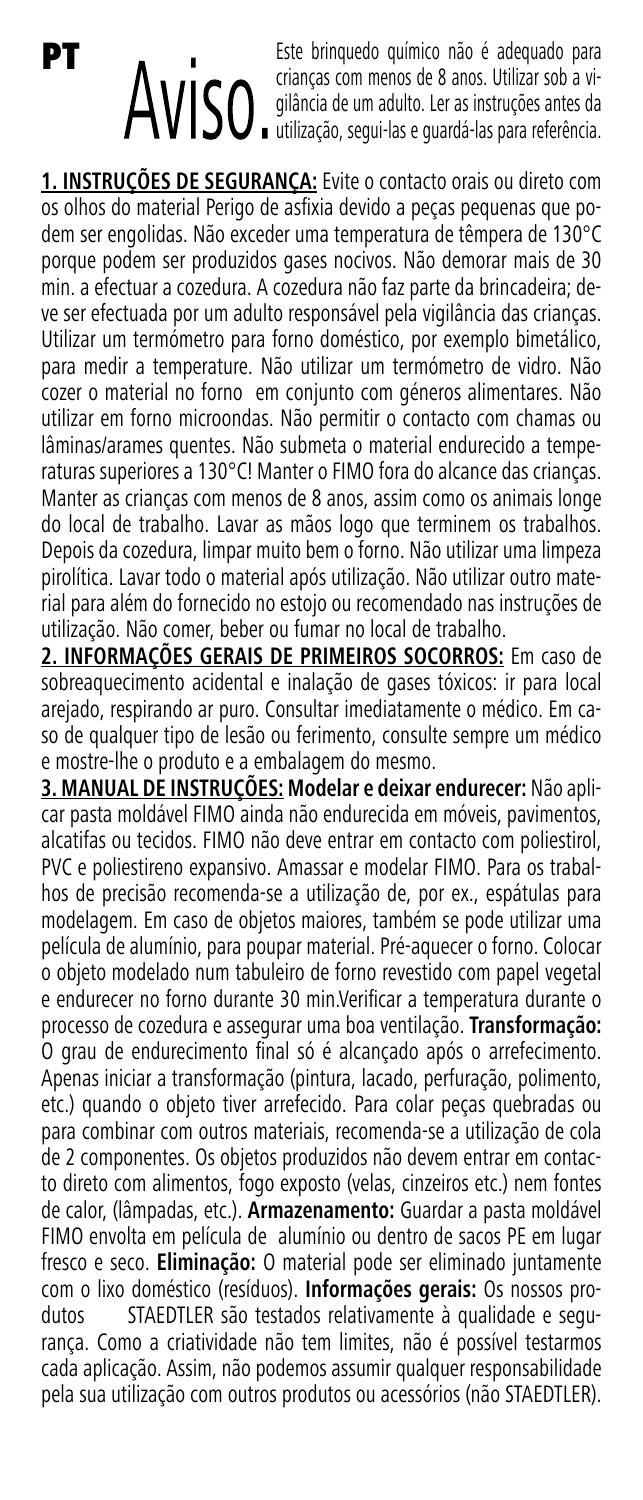**PT**

# Aviso.

Este brinquedo químico não é adequado para crianças com menos de 8 anos. Utilizar sob a vigilância de um adulto. Ler as instruções antes da utilização, segui-las e guardá-las para referência.

**1. INSTRUÇÕES DE SEGURANÇA:** Evite o contacto orais ou direto com os olhos do material Perigo de asfixia devido a peças pequenas que podem ser engolidas. Não exceder uma temperatura de têmpera de 130°C porque podem ser produzidos gases nocivos. Não demorar mais de 30 min. a efectuar a cozedura. A cozedura não faz parte da brincadeira; deve ser efectuada por um adulto responsável pela vigilância das crianças. Utilizar um termómetro para forno doméstico, por exemplo bimetálico, para medir a temperature. Não utilizar um termómetro de vidro. Não cozer o material no forno em conjunto com géneros alimentares. Não utilizar em forno microondas. Não permitir o contacto com chamas ou lâminas/arames quentes. Não submeta o material endurecido a temperaturas superiores a 130°C! Manter o FIMO fora do alcance das crianças. Manter as crianças com menos de 8 anos, assim como os animais longe do local de trabalho. Lavar as mãos logo que terminem os trabalhos. Depois da cozedura, limpar muito bem o forno. Não utilizar uma limpeza pirolítica. Lavar todo o material após utilização. Não utilizar outro material para além do fornecido no estojo ou recomendado nas instruções de utilização. Não comer, beber ou fumar no local de trabalho.

**2. INFORMAÇÕES GERAIS DE PRIMEIROS SOCORROS:** Em caso de sobreaquecimento acidental e inalação de gases tóxicos: ir para local arejado, respirando ar puro. Consultar imediatamente o médico. Em caso de qualquer tipo de lesão ou ferimento, consulte sempre um médico e mostre-lhe o produto e a embalagem do mesmo.

**3. MANUAL DE INSTRUÇÕES: Modelar e deixar endurecer:** Não aplicar pasta moldável FIMO ainda não endurecida em móveis, pavimentos, alcatifas ou tecidos. FIMO não deve entrar em contacto com poliestirol, PVC e poliestireno expansivo. Amassar e modelar FIMO. Para os trabalhos de precisão recomenda-se a utilização de, por ex., espátulas para modelagem. Em caso de objetos maiores, também se pode utilizar uma película de alumínio, para poupar material. Pré-aquecer o forno. Colocar o objeto modelado num tabuleiro de forno revestido com papel vegetal e endurecer no forno durante 30 min.Verificar a temperatura durante o processo de cozedura e assegurar uma boa ventilação. **Transformação:** O grau de endurecimento final só é alcançado após o arrefecimento. Apenas iniciar a transformação (pintura, lacado, perfuração, polimento, etc.) quando o objeto tiver arrefecido. Para colar peças quebradas ou para combinar com outros materiais, recomenda-se a utilização de cola de 2 componentes. Os objetos produzidos não devem entrar em contacto direto com alimentos, fogo exposto (velas, cinzeiros etc.) nem fontes de calor, (lâmpadas, etc.). **Armazenamento:** Guardar a pasta moldável FIMO envolta em película de alumínio ou dentro de sacos PE em lugar fresco e seco. **Eliminação:** O material pode ser eliminado juntamente com o lixo doméstico (resíduos). **Informações gerais:** Os nossos produtos STAEDTLER são testados relativamente à qualidade e segurança. Como a criatividade não tem limites, não é possível testarmos cada aplicação. Assim, não podemos assumir qualquer responsabilidade pela sua utilização com outros produtos ou acessórios (não STAEDTLER).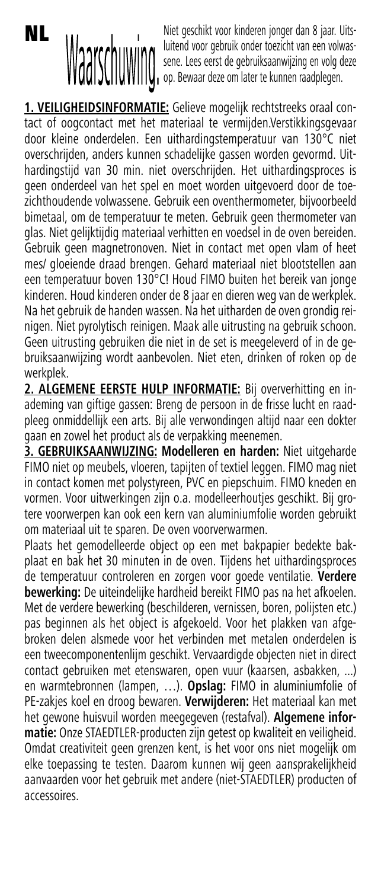**NL**

# Waarschuwing

Niet geschikt voor kinderen jonger dan 8 jaar. Uitsluitend voor gebruik onder toezicht van een volwassene. Lees eerst de gebruiksaanwijzing en volg deze op. Bewaar deze om later te kunnen raadplegen.

**1. VEILIGHEIDSINFORMATIE:** Gelieve mogelijk rechtstreeks oraal contact of oogcontact met het materiaal te vermijden.Verstikkingsgevaar door kleine onderdelen. Een uithardingstemperatuur van 130°C niet overschrijden, anders kunnen schadelijke gassen worden gevormd. Uithardingstijd van 30 min. niet overschrijden. Het uithardingsproces is geen onderdeel van het spel en moet worden uitgevoerd door de toezichthoudende volwassene. Gebruik een oventhermometer, bijvoorbeeld bimetaal, om de temperatuur te meten. Gebruik geen thermometer van glas. Niet gelijktijdig materiaal verhitten en voedsel in de oven bereiden. Gebruik geen magnetronoven. Niet in contact met open vlam of heet mes/ gloeiende draad brengen. Gehard materiaal niet blootstellen aan een temperatuur boven 130°C! Houd FIMO buiten het bereik van jonge kinderen. Houd kinderen onder de 8 jaar en dieren weg van de werkplek. Na het gebruik de handen wassen. Na het uitharden de oven grondig reinigen. Niet pyrolytisch reinigen. Maak alle uitrusting na gebruik schoon. Geen uitrusting gebruiken die niet in de set is meegeleverd of in de gebruiksaanwijzing wordt aanbevolen. Niet eten, drinken of roken op de werkplek.

**2. ALGEMENE EERSTE HULP INFORMATIE:** Bij oververhitting en inademing van giftige gassen: Breng de persoon in de frisse lucht en raadpleeg onmiddellijk een arts. Bij alle verwondingen altijd naar een dokter gaan en zowel het product als de verpakking meenemen.

**3. GEBRUIKSAANWIJZING: Modelleren en harden:** Niet uitgeharde FIMO niet op meubels, vloeren, tapijten of textiel leggen. FIMO mag niet in contact komen met polystyreen, PVC en piepschuim. FIMO kneden en vormen. Voor uitwerkingen zijn o.a. modelleerhoutjes geschikt. Bij grotere voorwerpen kan ook een kern van aluminiumfolie worden gebruikt om materiaal uit te sparen. De oven voorverwarmen.

Plaats het gemodelleerde object op een met bakpapier bedekte bakplaat en bak het 30 minuten in de oven. Tijdens het uithardingsproces de temperatuur controleren en zorgen voor goede ventilatie. **Verdere bewerking:** De uiteindelijke hardheid bereikt FIMO pas na het afkoelen. Met de verdere bewerking (beschilderen, vernissen, boren, polijsten etc.) pas beginnen als het object is afgekoeld. Voor het plakken van afgebroken delen alsmede voor het verbinden met metalen onderdelen is een tweecomponentenlijm geschikt. Vervaardigde objecten niet in direct contact gebruiken met etenswaren, open vuur (kaarsen, asbakken, ...) en warmtebronnen (lampen, …). **Opslag:** FIMO in aluminiumfolie of PE-zakjes koel en droog bewaren. **Verwijderen:** Het materiaal kan met het gewone huisvuil worden meegegeven (restafval). **Algemene informatie:** Onze STAEDTLER-producten zijn getest op kwaliteit en veiligheid. Omdat creativiteit geen grenzen kent, is het voor ons niet mogelijk om elke toepassing te testen. Daarom kunnen wij geen aansprakelijkheid aanvaarden voor het gebruik met andere (niet-STAEDTLER) producten of accessoires.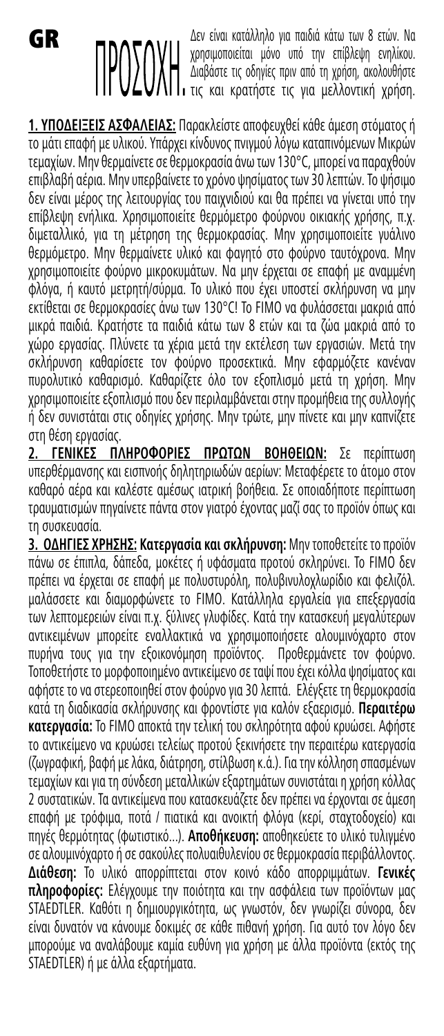**GR** **ΠΡΟΣΟΧΗ** Δεν είναι κατάλληλο για παιδιά κάτω των 8 ετών. Να χρησιμοποιείται μόνο υπό την επίβλεψη ενηλίκου. Διαβάστε τις οδηγίες πριν από τη χρήση, ακολουθήστε τις και κρατήστε τις για μελλοντική χρήση.

**1. ΥΠΟΔΕΙΞΕΙΣ ΑΣΦΑΛΕΙΑΣ:** Παρακλείστε αποφευχθεί κάθε άμεση στόματος ή το μάτι επαφή με υλικού. Υπάρχει κίνδυνος πνιγμού λόγω καταπινόμενων Μικρών τεμαχίων. Μην θερμαίνετε σε θερμοκρασία άνω των 130°C, μπορεί να παραχθούν επιβλαβή αέρια. Μην υπερβαίνετε το χρόνο ψησίματος των 30 λεπτών. Το ψήσιμο δεν είναι μέρος της λειτουργίας του παιχνιδιού και θα πρέπει να γίνεται υπό την επίβλεψη ενήλικα. Χρησιμοποιείτε θερμόμετρο φούρνου οικιακής χρήσης, π.χ. διμεταλλικό, για τη μέτρηση της θερμοκρασίας. Μην χρησιμοποιείτε γυάλινο θερμόμετρο. Μην θερμαίνετε υλικό και φαγητό στο φούρνο ταυτόχρονα. Μην χρησιμοποιείτε φούρνο μικροκυμάτων. Να μην έρχεται σε επαφή με αναμμένη φλόγα, ή καυτό μετρητή/σύρμα. Το υλικό που έχει υποστεί σκλήρυνση να μην εκτίθεται σε θερμοκρασίες άνω των 130°C! Το FIMO να φυλάσσεται μακριά από μικρά παιδιά. Κρατήστε τα παιδιά κάτω των 8 ετών και τα ζώα μακριά από το χώρο εργασίας. Πλύνετε τα χέρια μετά την εκτέλεση των εργασιών. Μετά την σκλήρυνση καθαρίσετε τον φούρνο προσεκτικά. Μην εφαρμόζετε κανέναν πυρολυτικό καθαρισμό. Καθαρίζετε όλο τον εξοπλισμό μετά τη χρήση. Μην χρησιμοποιείτε εξοπλισμό που δεν περιλαμβάνεται στην προμήθεια της συλλογής ή δεν συνιστάται στις οδηγίες χρήσης. Μην τρώτε, μην πίνετε και μην καπνίζετε στη θέση εργασίας.

**2. ΓΕΝΙΚΕΣ ΠΛΗΡΟΦΟΡΙΕΣ ΠΡΩΤΩΝ ΒΟΗΘΕΙΩΝ:** Σε περίπτωση υπερθέρμανσης και εισπνοής δηλητηριωδών αερίων: Μεταφέρετε το άτομο στον καθαρό αέρα και καλέστε αμέσως ιατρική βοήθεια. Σε οποιαδήποτε περίπτωση τραυματισμών πηγαίνετε πάντα στον γιατρό έχοντας μαζί σας το προϊόν όπως και τη συσκευασία.

**3. ΟΔΗΓΙΕΣ ΧΡΗΣΗΣ: Κατεργασία και σκλήρυνση:** Μην τοποθετείτε το προϊόν πάνω σε έπιπλα, δάπεδα, μοκέτες ή υφάσματα προτού σκληρύνει. Το FIMO δεν πρέπει να έρχεται σε επαφή με πολυστυρόλη, πολυβινυλοχλωρίδιο και φελιζόλ. μαλάσσετε και διαμορφώνετε το FIMO. Κατάλληλα εργαλεία για επεξεργασία των λεπτομερειών είναι π.χ. ξύλινες γλυφίδες. Κατά την κατασκευή μεγαλύτερων αντικειμένων μπορείτε εναλλακτικά να χρησιμοποιήσετε αλουμινόχαρτο στον πυρήνα τους για την εξοικονόμηση προϊόντος. Προθερμάνετε τον φούρνο. Τοποθετήστε το μορφοποιημένο αντικείμενο σε ταψί που έχει κόλλα ψησίματος και αφήστε το να στερεοποιηθεί στον φούρνο για 30 λεπτά. Ελέγξετε τη θερμοκρασία κατά τη διαδικασία σκλήρυνσης και φροντίστε για καλόν εξαερισμό. **Περαιτέρω κατεργασία:** Το FIMO αποκτά την τελική του σκληρότητα αφού κρυώσει. Αφήστε το αντικείμενο να κρυώσει τελείως προτού ξεκινήσετε την περαιτέρω κατεργασία (ζωγραφική, βαφή με λάκα, διάτρηση, στίλβωση κ.ά.). Για την κόλληση σπασμένων τεμαχίων και για τη σύνδεση μεταλλικών εξαρτημάτων συνιστάται η χρήση κόλλας 2 συστατικών. Τα αντικείμενα που κατασκευάζετε δεν πρέπει να έρχονται σε άμεση επαφή με τρόφιμα, ποτά / πιατικά και ανοικτή φλόγα (κερί, σταχτοδοχείο) και πηγές θερμότητας (φωτιστικό...). **Αποθήκευση:** αποθηκεύετε το υλικό τυλιγμένο σε αλουμινόχαρτο ή σε σακούλες πολυαιθυλενίου σε θερμοκρασία περιβάλλοντος. **Διάθεση:** Το υλικό απορρίπτεται στον κοινό κάδο απορριμμάτων. **Γενικές πληροφορίες:** Ελέγχουμε την ποιότητα και την ασφάλεια των προϊόντων μας STAEDTLER. Καθότι η δημιουργικότητα, ως γνωστόν, δεν γνωρίζει σύνορα, δεν είναι δυνατόν να κάνουμε δοκιμές σε κάθε πιθανή χρήση. Για αυτό τον λόγο δεν μπορούμε να αναλάβουμε καμία ευθύνη για χρήση με άλλα προϊόντα (εκτός της STAEDTLER) ή με άλλα εξαρτήματα.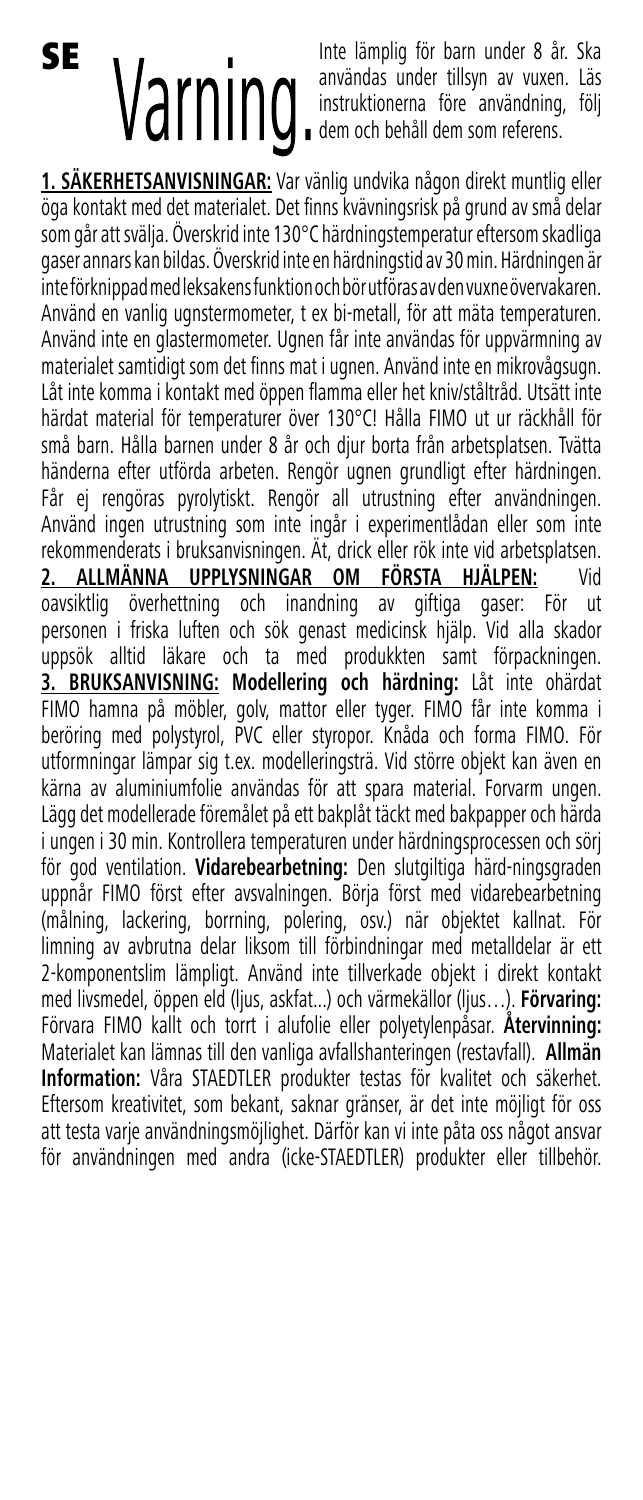**SE**

# Varning.

Inte lämplig för barn under 8 år. Ska användas under tillsyn av vuxen. Läs instruktionerna före användning, följ dem och behåll dem som referens.

**1. SÄKERHETSANVISNINGAR:** Var vänlig undvika någon direkt muntlig eller öga kontakt med det materialet. Det finns kvävningsrisk på grund av små delar som går att svälja. Överskrid inte 130°C härdningstemperatur eftersom skadliga gaser annars kan bildas. Överskrid inte en härdningstid av 30 min. Härdningen är inte förknippad med leksakens funktion och bör utföras av den vuxne övervakaren. Använd en vanlig ugnstermometer, t ex bi-metall, för att mäta temperaturen. Använd inte en glastermometer. Ugnen får inte användas för uppvärmning av materialet samtidigt som det finns mat i ugnen. Använd inte en mikrovågsugn. Låt inte komma i kontakt med öppen flamma eller het kniv/ståltråd. Utsätt inte härdat material för temperaturer över 130°C! Hålla FIMO ut ur räckhåll för små barn. Hålla barnen under 8 år och djur borta från arbetsplatsen. Tvätta händerna efter utförda arbeten. Rengör ugnen grundligt efter härdningen. Får ej rengöras pyrolytiskt. Rengör all utrustning efter användningen. Använd ingen utrustning som inte ingår i experimentlådan eller som inte rekommenderats i bruksanvisningen. Ät, drick eller rök inte vid arbetsplatsen.

**2. ALLMÄNNA UPPLYSNINGAR OM FÖRSTA HJÄLPEN:** Vid oavsiktlig överhettning och inandning av giftiga gaser: För ut personen i friska luften och sök genast medicinsk hjälp. Vid alla skador uppsök alltid läkare och ta med produkkten samt förpackningen.

**3. BRUKSANVISNING: Modellering och härdning:** Låt inte ohärdat FIMO hamna på möbler, golv, mattor eller tyger. FIMO får inte komma i beröring med polystyrol, PVC eller styropor. Knåda och forma FIMO. För utformningar lämpar sig t.ex. modelleringstrå. Vid större objekt kan även en kärna av aluminiumfolie användas för att spara material. Forvarm ungen. Lägg det modellerade föremålet på ett bakplåt täckt med bakpapper och härda i ungen i 30 min. Kontrollera temperaturen under härdningsprocessen och sörj för god ventilation. **Vidarebearbetning:** Den slutgiltiga härd-ningsgraden uppnår FIMO först efter avsvalningen. Börja först med vidarebearbetning (målning, lackering, borrning, polering, osv.) när objektet kallnat. För limning av avbrutna delar liksom till förbindningar med metalldelar är ett 2-komponentslim lämpligt. Använd inte tillverkade objekt i direkt kontakt med livsmedel, öppen eld (ljus, askfat...) och värmekällor (ljus…). **Förvaring:** Förvara FIMO kallt och torrt i alufolie eller polyetylenpåsar. **Återvinning:** Materialet kan lämnas till den vanliga avfallshanteringen (restavfall). **Allmän Information:** Våra STAEDTLER produkter testas för kvalitet och säkerhet. Eftersom kreativitet, som bekant, saknar gränser, är det inte möjligt för oss att testa varje användningsmöjlighet. Därför kan vi inte påta oss något ansvar för användningen med andra (icke-STAEDTLER) produkter eller tillbehör.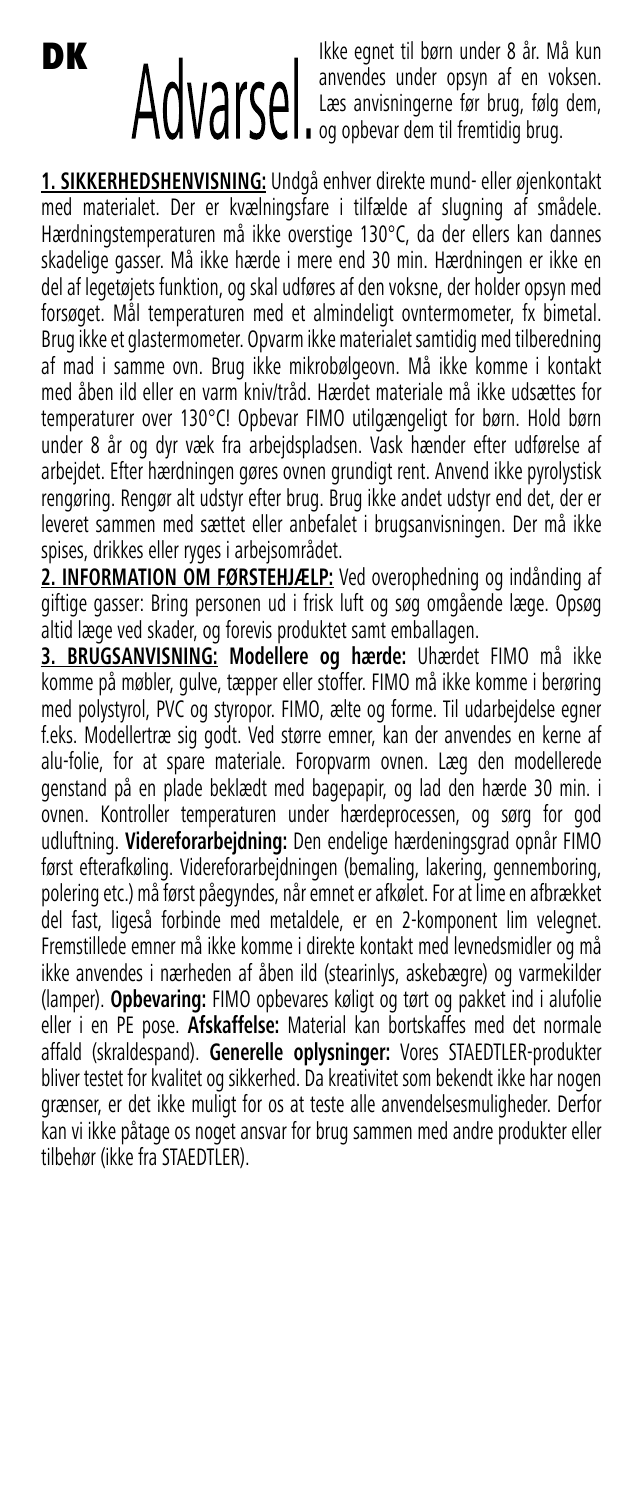**DK**

# Advarsel.

Ikke egnet til børn under 8 år. Må kun anvendes under opsyn af en voksen. Læs anvisningerne før brug, følg dem, og opbevar dem til fremtidig brug.

**1. SIKKERHEDSHENVISNING:** Undgå enhver direkte mund- eller øjenkontakt med materialet. Der er kvælningsfare i tilfælde af slugning af smådele. Hærdningstemperaturen må ikke overstige 130°C, da der ellers kan dannes skadelige gasser. Må ikke hærde i mere end 30 min. Hærdningen er ikke en del af legetøjets funktion, og skal udføres af den voksne, der holder opsyn med forsøget. Mål temperaturen med et almindeligt ovntermometer, fx bimetal. Brug ikke et glastermometer. Opvarm ikke materialet samtidig med tilberedning af mad i samme ovn. Brug ikke mikrobølgeovn. Må ikke komme i kontakt med åben ild eller en varm kniv/tråd. Hærdet materiale må ikke udsættes for temperaturer over 130°C! Opbevar FIMO utilgængeligt for børn. Hold børn under 8 år og dyr væk fra arbejdspladsen. Vask hænder efter udførelse af arbejdet. Efter hærdningen gøres ovnen grundigt rent. Anvend ikke pyrolystisk rengøring. Rengør alt udstyr efter brug. Brug ikke andet udstyr end det, der er leveret sammen med sættet eller anbefalet i brugsanvisningen. Der må ikke spises, drikkes eller ryges i arbejdsområdet.

**2. INFORMATION OM FØRSTEHJÆLP:** Ved overophedning og indånding af giftige gasser: Bring personen ud i frisk luft og søg omgående læge. Opsøg altid læge ved skader, og forevis produktet samt emballagen.

**3. BRUGSANVISNING: Modellere og hærde:** Uhærdet FIMO må ikke komme på møbler, gulve, tæpper eller stoffer. FIMO må ikke komme i berøring med polystyrol, PVC og styropor. FIMO, ælte og forme. Til udarbejdelse egner f.eks. Modellertræ sig godt. Ved større emner, kan der anvendes en kerne af alu-folie, for at spare materiale. Foropvarm ovnen. Læg den modellerede genstand på en plade beklædt med bagepapir, og lad den hærde 30 min. i ovnen. Kontroller temperaturen under hærdeprocessen, og sørg for god udluftning. **Videreforarbejdning:** Den endelige hærdeningsgrad opnår FIMO først efterafkøling. Videreforarbejdningen (bemaling, lakering, gennemboring, polering etc.) må først påbegyndes, når emnet er afkølet. For at lime en afbrækket del fast, ligeså forbinde med metaldele, er en 2-komponent lim velegnet. Fremstillede emner må ikke komme i direkte kontakt med levnedsmidler og må ikke anvendes i nærheden af åben ild (stearinlys, askebægre) og varmekilder (lamper). **Opbevaring:** FIMO opbevares køligt og tørt og pakket ind i alufolie eller i en PE pose. **Afskaffelse:** Material kan bortskaffes med det normale affald (skraldespand). **Generelle oplysninger:** Vores STAEDTLER-produkter bliver testet for kvalitet og sikkerhed. Da kreativitet som bekendt ikke har nogen grænser, er det ikke muligt for os at teste alle anvendelsesmuligheder. Derfor kan vi ikke påtage os noget ansvar for brug sammen med andre produkter eller tilbehør (ikke fra STAEDTLER).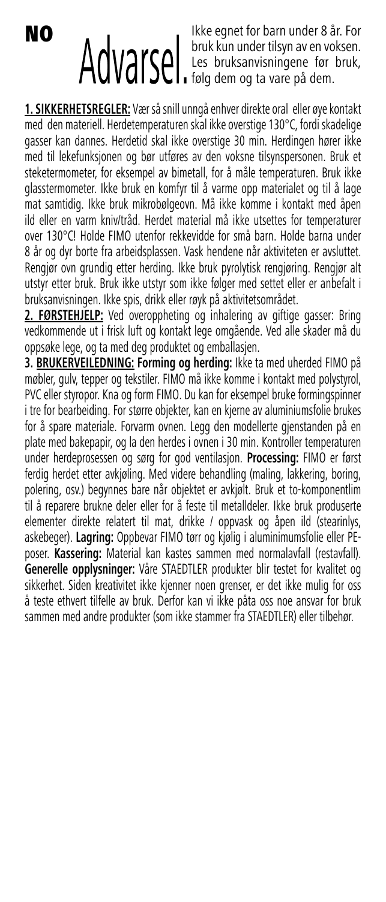**NO** **Advarsel**. Ikke egnet for barn under 8 år. For bruk kun under tilsyn av en voksen. Les bruksanvisningene før bruk, følg dem og ta vare på dem.

**1. SIKKERHETSREGLER:** Vær så snill unngå enhver direkte oral eller øye kontakt med den materiell. Herdetemperaturen skal ikke overstige 130°C, fordi skadelige gasser kan dannes. Herdetid skal ikke overstige 30 min. Herdingen hører ikke med til lekefunksjonen og bør utføres av den voksne tilsynspersonen. Bruk et steketermometer, for eksempel av bimetall, for å måle temperaturen. Bruk ikke glasstermometer. Ikke bruk en komfyr til å varme opp materialet og til å lage mat samtidig. Ikke bruk mikrobølgeovn. Må ikke komme i kontakt med åpen ild eller en varm kniv/tråd. Herdet material må ikke utsettes for temperaturer over 130°C! Holde FIMO utenfor rekkevidde for små barn. Holde barna under 8 år og dyr borte fra arbeidsplassen. Vask hendene når aktiviteten er avsluttet. Rengjør ovn grundig etter herding. Ikke bruk pyrolytisk rengjøring. Rengjør alt utstyr etter bruk. Bruk ikke utstyr som ikke følger med settet eller er anbefalt i bruksanvisningen. Ikke spis, drikk eller røyk på aktivitetsområdet.

**2. FØRSTEHJELP:** Ved overoppheting og inhalering av giftige gasser: Bring vedkommende ut i frisk luft og kontakt lege omgående. Ved alle skader må du oppsøke lege, og ta med deg produktet og emballasjen.

**3. BRUKERVEILEDNING: Forming og herding:** Ikke ta med uherdet FIMO på møbler, gulv, tepper og tekstiler. FIMO må ikke komme i kontakt med polystyrol, PVC eller styropor. Kna og form FIMO. Du kan for eksempel bruke formingspinner i tre for bearbeiding. For større objekter, kan en kjerne av aluminiumsfolie brukes for å spare materiale. Forvarm ovnen. Legg den modellerte gjenstanden på en plate med bakepapir, og la den herdes i ovnen i 30 min. Kontroller temperaturen under herdeprosessen og sørg for god ventilasjon. **Processing:** FIMO er først ferdig herdet etter avkjøling. Med videre behandling (maling, lakkering, boring, polering, osv.) begynnes bare når objektet er avkjølt. Bruk et to-komponentlim til å reparere brukne deler eller for å feste til metalldeler. Ikke bruk produserte elementer direkte relatert til mat, drikke / oppvask og åpen ild (stearinlys, askebeger). **Lagring:** Oppbevar FIMO tørr og kjølig i aluminimumsfolie eller PE-poser. **Kassering:** Material kan kastes sammen med normalavfall (restavfall). **Generelle opplysninger:** Våre STAEDTLER produkter blir testet for kvalitet og sikkerhet. Siden kreativitet ikke kjenner noen grenser, er det ikke mulig for oss å teste ethvert tilfelle av bruk. Derfor kan vi ikke påta oss noe ansvar for bruk sammen med andre produkter (som ikke stammer fra STAEDTLER) eller tilbehør.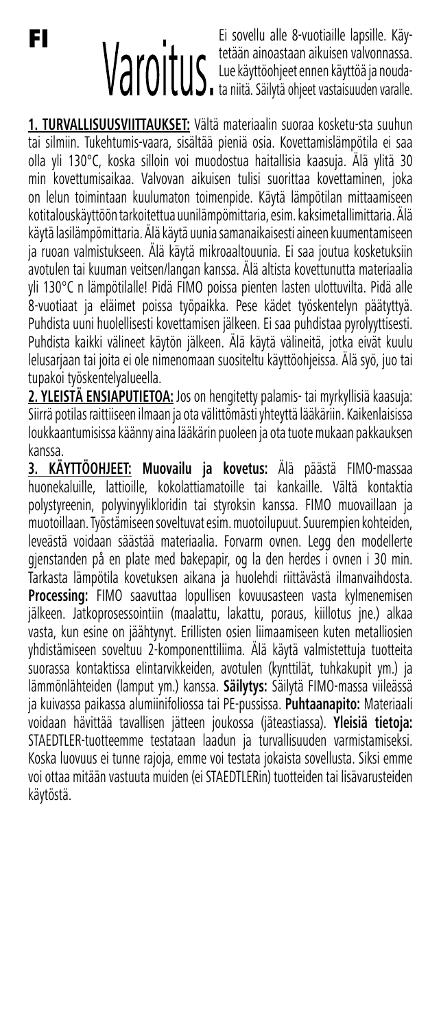**FI**

# Varoitus.

Ei sovellu alle 8-vuotiaille lapsille. Käytetään ainoastaan aikuisen valvonnassa. Lue käyttöohjeet ennen käyttöä ja noudata niitä. Säilytä ohjeet vastaisuuden varalle.

**1. TURVALLISUUSVIITTAUKSET:** Vältä materiaalin suoraa kosketu-sta suuhun tai silmiin. Tukehtumis-vaara, sisältää pieniä osia. Kovettamislämpötila ei saa olla yli 130°C, koska silloin voi muodostua haitallisia kaasuja. Älä ylitä 30 min kovettumisaikaa. Valvovan aikuisen tulisi suorittaa kovettaminen, joka on lelun toimintaan kuulumaton toimenpide. Käytä lämpötilan mittaamiseen kotitalouskäyttöön tarkoitettua uunilämpömittaria, esim. kaksimetallimittaria. Älä käytä lasilämpömittaria. Älä käytä uunia samanaikaisesti aineen kuumentamiseen ja ruoan valmistukseen. Älä käytä mikroaaltouunia. Ei saa joutua kosketuksiin avotulen tai kuuman veitsen/langan kanssa. Älä altista kovettunutta materiaalia yli 130°C n lämpötilalle! Pidä FIMO poissa pienten lasten ulottuvilta. Pidä alle 8-vuotiaat ja eläimet poissa työpaikka. Pese kädet työskentelyn päätyttyä. Puhdista uuni huolellisesti kovettamisen jälkeen. Ei saa puhdistaa pyrolyyttisesti. Puhdista kaikki välineet käytön jälkeen. Älä käytä välineitä, jotka eivät kuulu lelusarjaan tai joita ei ole nimenomaan suositeltu käyttöohjeissa. Älä syö, juo tai tupakoi työskentelyalueella.

**2. YLEISTÄ ENSIAPUTIETOA:** Jos on hengitetty palamis- tai myrkyllisiä kaasuja: Siirrä potilas raittiiseen ilmaan ja ota välittömästi yhteyttä lääkäriin. Kaikenlaisissa loukkaantumisissa käänny aina lääkärin puoleen ja ota tuote mukaan pakkauksen kanssa.

**3. KÄYTTÖOHJEET: Muovailu ja kovetus:** Älä päästä FIMO-massaa huonekaluille, lattioille, kokolattiamatoille tai kankaille. Vältä kontaktia polystyreenin, polyvinyylikloridin tai styroksin kanssa. FIMO muovaillaan ja muotoillaan. Työstämiseen soveltuvat esim. muotoilupuut. Suurempien kohteiden, leveästä voidaan säästää materiaalia. Forvarm ovnen. Legg den modellerte gjenstanden på en plate med bakepapir, og la den herdes i ovnen i 30 min. Tarkasta lämpötila kovetuksen aikana ja huolehdi riittävästä ilmanvaihdosta. **Processing:** FIMO saavuttaa lopullisen kovuusasteen vasta kylmenemisen jälkeen. Jatkoprosessointiin (maalattu, lakattu, poraus, kiillotus jne.) alkaa vasta, kun esine on jäähtynyt. Erillisten osien liimaamiseen kuten metalliosien yhdistämiseen soveltuu 2-komponenttiliima. Älä käytä valmistettuja tuotteita suorassa kontaktissa elintarvikkeiden, avotulen (kynttilät, tuhkakupit ym.) ja lämmönlähteiden (lamput ym.) kanssa. **Säilytys:** Säilytä FIMO-massa viileässä ja kuivassa paikassa alumiinifoliossa tai PE-pussissa. **Puhtaanapito:** Materiaali voidaan hävittää tavallisen jätteen joukossa (jäteastiassa). **Yleisiä tietoja:** STAEDTLER-tuotteemme testataan laadun ja turvallisuuden varmistamiseksi. Koska luovuus ei tunne rajoja, emme voi testata jokaista sovellusta. Siksi emme voi ottaa mitään vastuuta muiden (ei STAEDTLERin) tuotteiden tai lisävarusteiden käytöstä.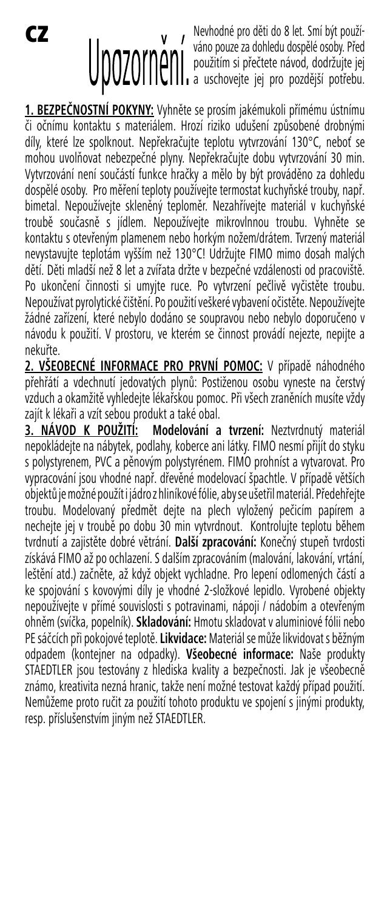**CZ**

# Upozornění

Nevhodné pro děti do 8 let. Smí být používáno pouze za dohledu dospělé osoby. Před použitím si přečtete návod, dodržujte jej a uschovejte jej pro pozdější potřebu.

**1. BEZPEČNOSTNÍ POKYNY:** Vyhněte se prosím jakémukoli přímému ústnímu či očnímu kontaktu s materiálem. Hrozí riziko udušení způsobené drobnými díly, které lze spolknout. Nepřekračujte teplotu vytvrzování 130°C, neboť se mohou uvolňovat nebezpečné plyny. Nepřekračujte dobu vytvrzování 30 min. Vytvrzování není součástí funkce hračky a mělo by být prováděno za dohledu dospělé osoby. Pro měření teploty používejte termostat kuchyňské trouby, např. bimetal. Nepoužívejte skleněný teploměr. Nezahřívejte materiál v kuchyňské troubě současně s jídlem. Nepoužívejte mikrovlnnou troubu. Vyhněte se kontaktu s otevřeným plamenem nebo horkým nožem/drátem. Tvrzený materiál nevystavujte teplotám vyšším než 130°C! Udržujte FIMO mimo dosah malých dětí. Děti mladší než 8 let a zvířata držte v bezpečné vzdálenosti od pracoviště. Po ukončení činnosti si umyjte ruce. Po vytvrzení pečlivě vyčistěte troubu. Nepoužívat pyrolytické čištění. Po použití veškeré vybavení očistěte. Nepoužívejte žádné zařízení, které nebylo dodáno se soupravou nebo nebylo doporučeno v návodu k použití. V prostoru, ve kterém se činnost provádí nejezte, nepijte a nekuřte.

**2. VŠEOBECNÉ INFORMACE PRO PRVNÍ POMOC:** V případě náhodného přehřátí a vdechnutí jedovatých plynů: Postiženou osobu vyneste na čerstvý vzduch a okamžitě vyhledejte lékařskou pomoc. Při všech zraněních musíte vždy zajít k lékaři a vzít sebou produkt a také obal.

**3. NÁVOD K POUŽITÍ:** **Modelování a tvrzení:** Neztvrdnutý materiál nepokládejte na nábytek, podlahy, koberce ani látky. FIMO nesmí přijít do styku s polystyrenem, PVC a pěnovým polystyrénem. FIMO prohnìst a vytvarovat. Pro vypracování jsou vhodné např. dřevěné modelovací špachtle. V případě větších objektů je možné použít i jádro z hliníkové fólie, aby se ušetřil materiál. Předehřejte troubu. Modelovaný předmět dejte na plech vyložený pečicím papírem a nechejte jej v troubě po dobu 30 min vytvrdnout. Kontrolujte teplotu během tvrdnutí a zajistěte dobré větrání. **Další zpracování:** Konečný stupeň tvrdosti získává FIMO až po ochlazení. S dalším zpracováním (malování, lakování, vrtání, leštění atd.) začněte, až když objekt vychladne. Pro lepení odlomených částí a ke spojování s kovovými díly je vhodné 2-složkové lepidlo. Vyrobené objekty nepoužívejte v přímé souvislosti s potravinami, nápoji / nádobím a otevřeným ohněm (svíčka, popelník). **Skladování:** Hmotu skladovat v aluminiové fólii nebo PE sáčcích při pokojové teplotě. **Likvidace:** Materiál se může likvidovat s běžným odpadem (kontejner na odpadky). **Všeobecné informace:** Naše produkty STAEDTLER jsou testovány z hlediska kvality a bezpečnosti. Jak je všeobecně známo, kreativita nezná hranic, takže není možné testovat každý případ použití. Nemůžeme proto ručit za použití tohoto produktu ve spojení s jinými produkty, resp. příslušenstvím jiným než STAEDTLER.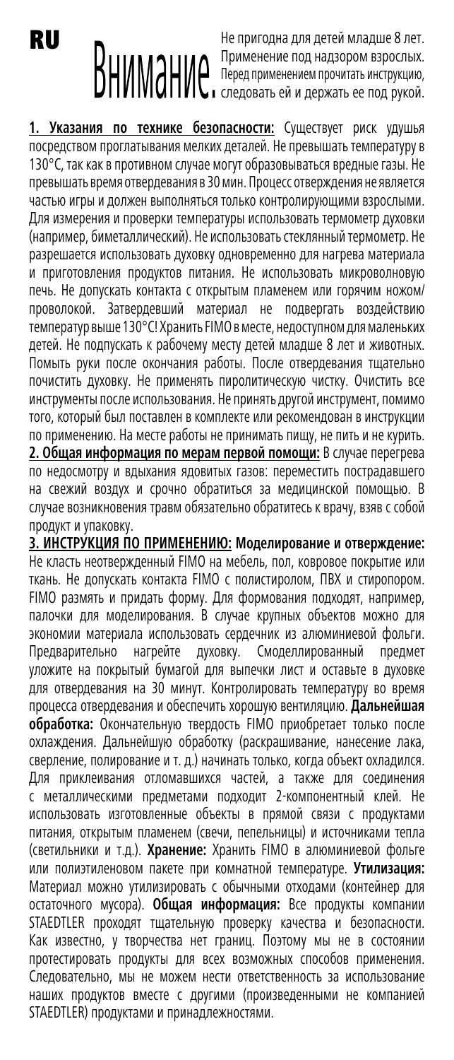RU

# Внимание.

Не пригодна для детей младше 8 лет. Применение под надзором взрослых. Перед применением прочитать инструкцию, следовать ей и держать ее под рукой.

**1. Указания по технике безопасности:** Существует риск удушья посредством проглатывания мелких деталей. Не превышать температуру в 130°С, так как в противном случае могут образовываться вредные газы. Не превышать время отвердевания в 30 мин. Процесс отверждения не является частью игры и должен выполняться только контролирующими взрослыми. Для измерения и проверки температуры использовать термометр духовки (например, биметаллический). Не использовать стеклянный термометр. Не разрешается использовать духовку одновременно для нагрева материала и приготовления продуктов питания. Не использовать микроволновую печь. Не допускать контакта с открытым пламенем или горячим ножом/проволокой. Затвердевший материал не подвергать воздействию температур выше 130°С! Хранить FIMO в месте, недоступном для маленьких детей. Не подпускать к рабочему месту детей младше 8 лет и животных. Помыть руки после окончания работы. После отвердевания тщательно почистить духовку. Не применять пиролитическую чистку. Очистить все инструменты после использования. Не принять другой инструмент, помимо того, который был поставлен в комплекте или рекомендован в инструкции по применению. На месте работы не принимать пищу, не пить и не курить.

**2. Общая информация по мерам первой помощи:** В случае перегрева по недосмотру и вдыхания ядовитых газов: переместить пострадавшего на свежий воздух и срочно обратиться за медицинской помощью. В случае возникновения травм обязательно обратитесь к врачу, взяв с собой продукт и упаковку.

**3. ИНСТРУКЦИЯ ПО ПРИМЕНЕНИЮ: Моделирование и отверждение:** Не класть неотвержденный FIMO на мебель, пол, ковровое покрытие или ткань. Не допускать контакта FIMO с полистиролом, ПВХ и стиропором. FIMO размять и придать форму. Для формования подходят, например, палочки для моделирования. В случае крупных объектов можно для экономии материала использовать сердечник из алюминиевой фольги. Предварительно нагрейте духовку. Смоделлированный предмет уложите на покрытый бумагой для выпечки лист и оставьте в духовке для отвердевания на 30 минут. Контролировать температуру во время процесса отвердевания и обеспечить хорошую вентиляцию. **Дальнейшая обработка:** Окончательную твердость FIMO приобретает только после охлаждения. Дальнейшую обработку (раскрашивание, нанесение лака, сверление, полирование и т. д.) начинать только, когда объект охладился. Для приклеивания отломавшихся частей, а также для соединения с металлическими предметами подходит 2-компонентный клей. Не использовать изготовленные объекты в прямой связи с продуктами питания, открытым пламенем (свечи, пепельницы) и источниками тепла (светильники и т.д.). **Хранение:** Хранить FIMO в алюминиевой фольге или полиэтиленовом пакете при комнатной температуре. **Утилизация:** Материал можно утилизировать с обычными отходами (контейнер для остаточного мусора). **Общая информация:** Все продукты компании STAEDTLER проходят тщательную проверку качества и безопасности. Как известно, у творчества нет границ. Поэтому мы не в состоянии протестировать продукты для всех возможных способов применения. Следовательно, мы не можем нести ответственность за использование наших продуктов вместе с другими (произведенными не компанией STAEDTLER) продуктами и принадлежностями.